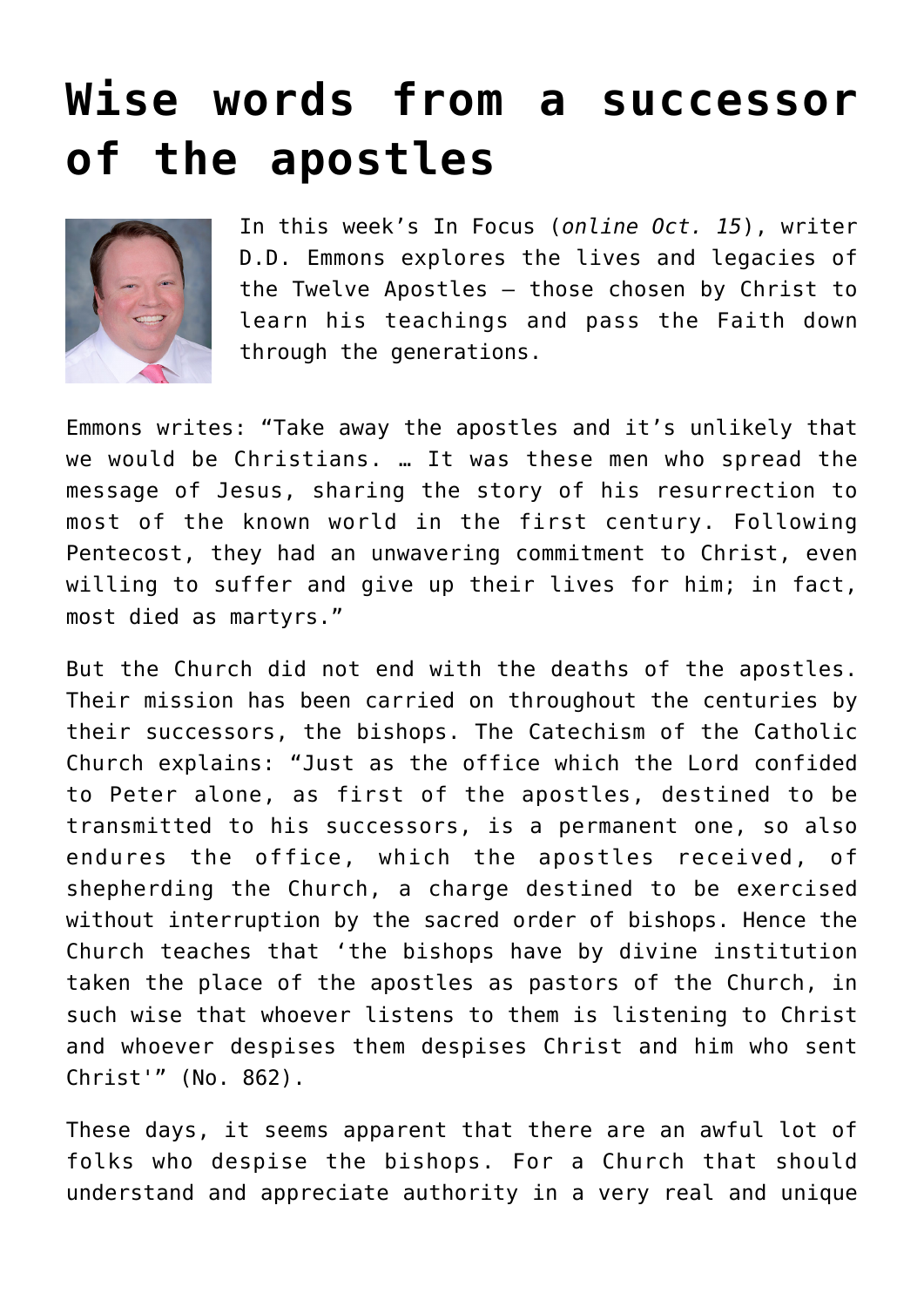# Wise words from a successor of the apostles

In this week's In Focus (*online Oct. 15*), writer D.D. Emmons explores the lives and legacies of the Twelve Apostles — those chosen by Christ to learn his teachings and pass the Faith down through the generations.

Emmons writes: "Take away the apostles and it's unlikely that we would be Christians. … It was these men who spread the message of Jesus, sharing the story of his resurrection to most of the known world in the first century. Following Pentecost, they had an unwavering commitment to Christ, even willing to suffer and give up their lives for him; in fact, most died as martyrs."

But the Church did not end with the deaths of the apostles. Their mission has been carried on throughout the centuries by their successors, the bishops. The Catechism of the Catholic Church explains: "Just as the office which the Lord confided to Peter alone, as first of the apostles, destined to be transmitted to his successors, is a permanent one, so also endures the office, which the apostles received, of shepherding the Church, a charge destined to be exercised without interruption by the sacred order of bishops. Hence the Church teaches that 'the bishops have by divine institution taken the place of the apostles as pastors of the Church, in such wise that whoever listens to them is listening to Christ and whoever despises them despises Christ and him who sent Christ'" (No. 862).

These days, it seems apparent that there are an awful lot of folks who despise the bishops. For a Church that should understand and appreciate authority in a very real and unique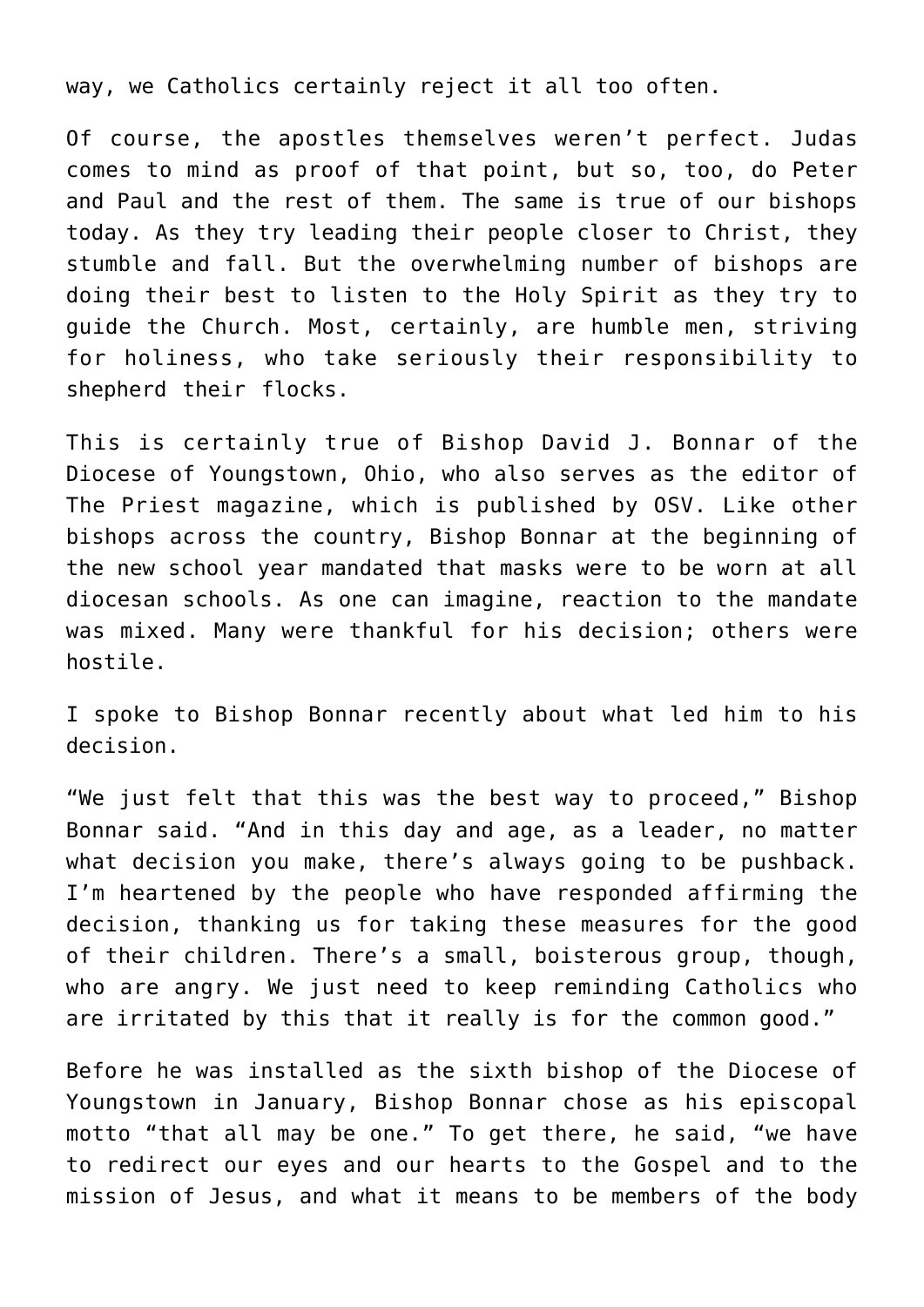way, we Catholics certainly reject it all too often.

Of course, the apostles themselves weren't perfect. Judas comes to mind as proof of that point, but so, too, do Peter and Paul and the rest of them. The same is true of our bishops today. As they try leading their people closer to Christ, they stumble and fall. But the overwhelming number of bishops are doing their best to listen to the Holy Spirit as they try to guide the Church. Most, certainly, are humble men, striving for holiness, who take seriously their responsibility to shepherd their flocks.

This is certainly true of Bishop David J. Bonnar of the Diocese of Youngstown, Ohio, who also serves as the editor of The Priest magazine, which is published by OSV. Like other bishops across the country, Bishop Bonnar at the beginning of the new school year mandated that masks were to be worn at all diocesan schools. As one can imagine, reaction to the mandate was mixed. Many were thankful for his decision; others were hostile.

I spoke to Bishop Bonnar recently about what led him to his decision.

"We just felt that this was the best way to proceed," Bishop Bonnar said. "And in this day and age, as a leader, no matter what decision you make, there's always going to be pushback. I'm heartened by the people who have responded affirming the decision, thanking us for taking these measures for the good of their children. There's a small, boisterous group, though, who are angry. We just need to keep reminding Catholics who are irritated by this that it really is for the common good."

Before he was installed as the sixth bishop of the Diocese of Youngstown in January, Bishop Bonnar chose as his episcopal motto "that all may be one." To get there, he said, "we have to redirect our eyes and our hearts to the Gospel and to the mission of Jesus, and what it means to be members of the body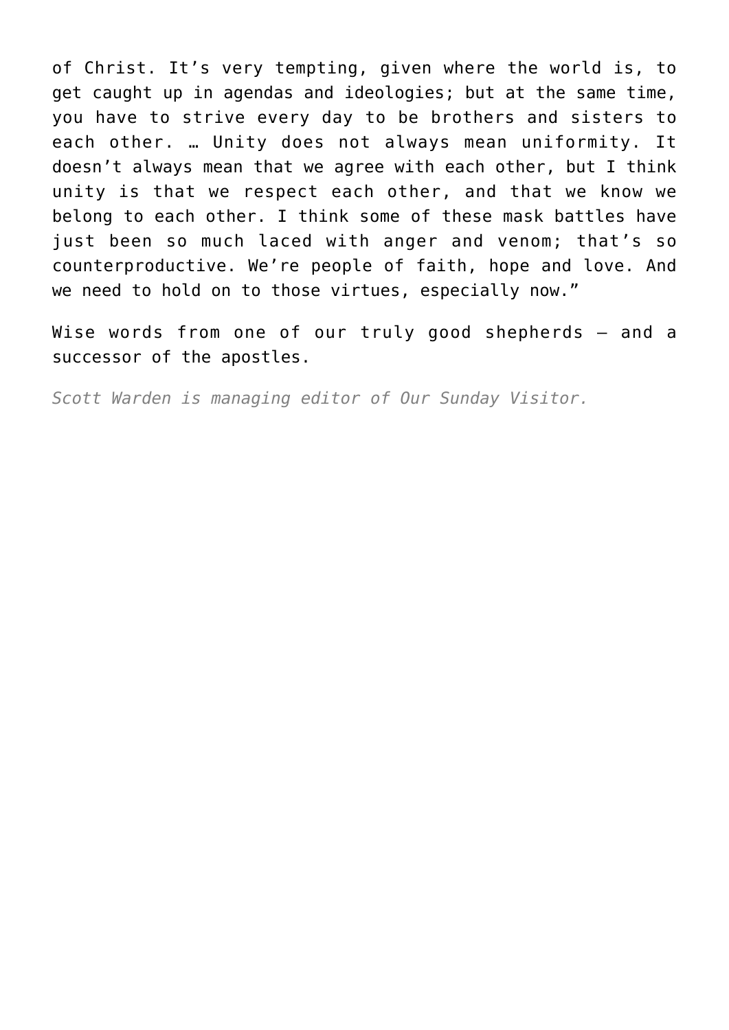of Christ. It's very tempting, given where the world is, to get caught up in agendas and ideologies; but at the same time, you have to strive every day to be brothers and sisters to each other. … Unity does not always mean uniformity. It doesn't always mean that we agree with each other, but I think unity is that we respect each other, and that we know we belong to each other. I think some of these mask battles have just been so much laced with anger and venom; that's so counterproductive. We're people of faith, hope and love. And we need to hold on to those virtues, especially now."

Wise words from one of our truly good shepherds — and a successor of the apostles.

*Scott Warden is managing editor of Our Sunday Visitor.*